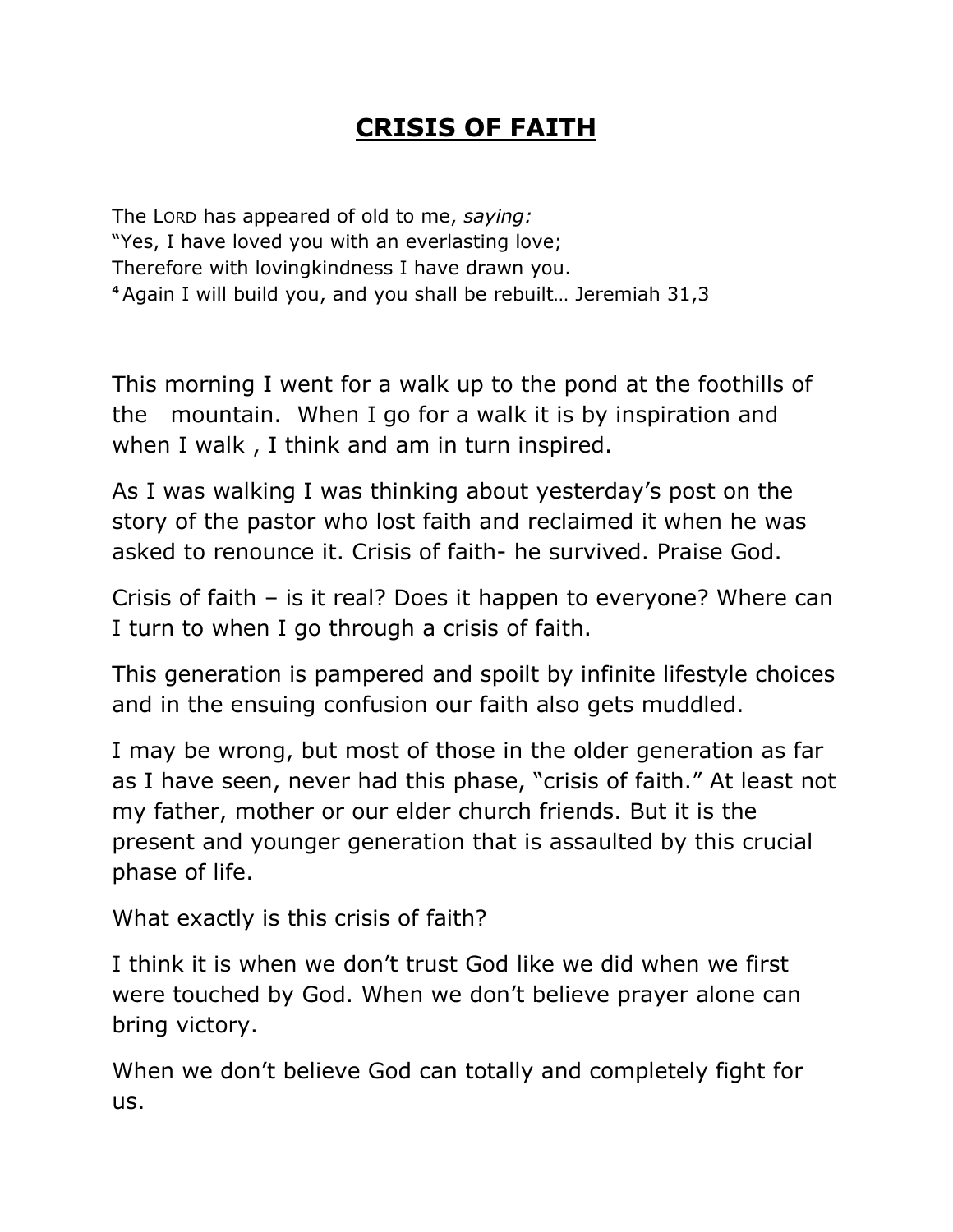# CRISIS OF FAITH

The LORD has appeared of old to me, *saying:*
"Yes, I have loved you with an everlasting love;
Therefore with lovingkindness I have drawn you.
[4] Again I will build you, and you shall be rebuilt… Jeremiah 31,3

This morning I went for a walk up to the pond at the foothills of the mountain. When I go for a walk it is by inspiration and when I walk , I think and am in turn inspired.

As I was walking I was thinking about yesterday's post on the story of the pastor who lost faith and reclaimed it when he was asked to renounce it. Crisis of faith- he survived. Praise God.

Crisis of faith – is it real? Does it happen to everyone? Where can I turn to when I go through a crisis of faith.

This generation is pampered and spoilt by infinite lifestyle choices and in the ensuing confusion our faith also gets muddled.

I may be wrong, but most of those in the older generation as far as I have seen, never had this phase, "crisis of faith." At least not my father, mother or our elder church friends. But it is the present and younger generation that is assaulted by this crucial phase of life.

What exactly is this crisis of faith?

I think it is when we don't trust God like we did when we first were touched by God. When we don't believe prayer alone can bring victory.

When we don't believe God can totally and completely fight for us.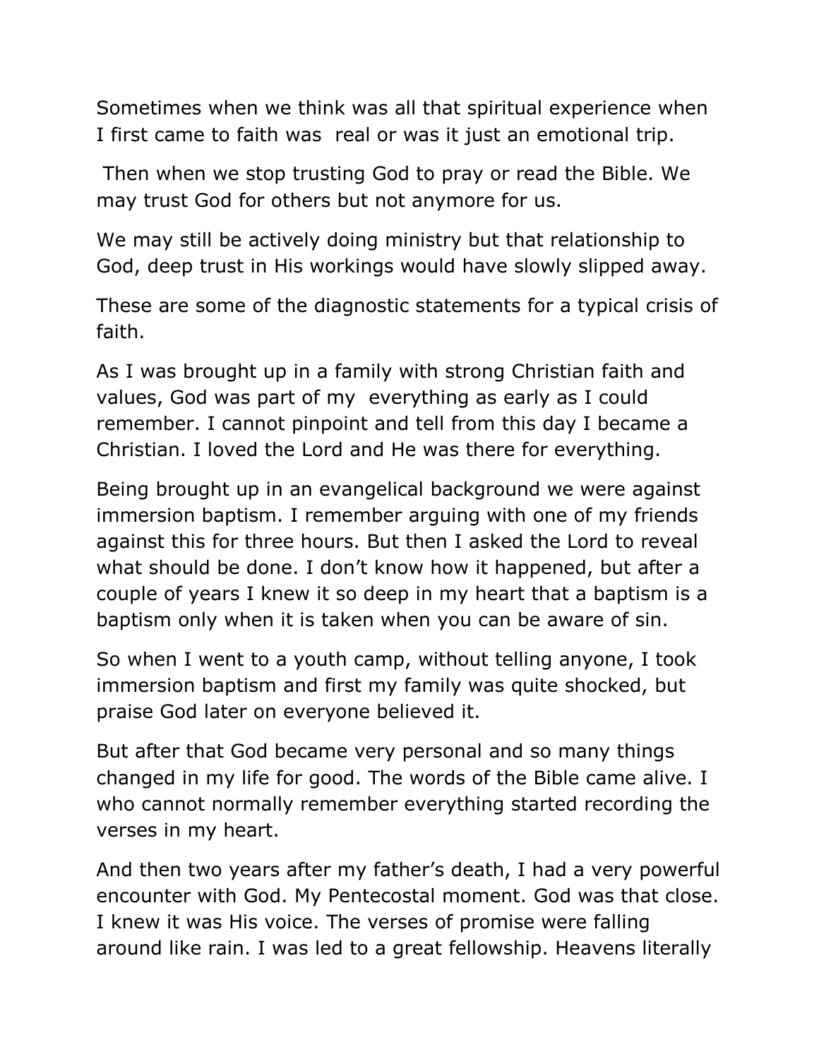Sometimes when we think was all that spiritual experience when I first came to faith was real or was it just an emotional trip.

Then when we stop trusting God to pray or read the Bible. We may trust God for others but not anymore for us.

We may still be actively doing ministry but that relationship to God, deep trust in His workings would have slowly slipped away.

These are some of the diagnostic statements for a typical crisis of faith.

As I was brought up in a family with strong Christian faith and values, God was part of my everything as early as I could remember. I cannot pinpoint and tell from this day I became a Christian. I loved the Lord and He was there for everything.

Being brought up in an evangelical background we were against immersion baptism. I remember arguing with one of my friends against this for three hours. But then I asked the Lord to reveal what should be done. I don't know how it happened, but after a couple of years I knew it so deep in my heart that a baptism is a baptism only when it is taken when you can be aware of sin.

So when I went to a youth camp, without telling anyone, I took immersion baptism and first my family was quite shocked, but praise God later on everyone believed it.

But after that God became very personal and so many things changed in my life for good. The words of the Bible came alive. I who cannot normally remember everything started recording the verses in my heart.

And then two years after my father's death, I had a very powerful encounter with God. My Pentecostal moment. God was that close. I knew it was His voice. The verses of promise were falling around like rain. I was led to a great fellowship. Heavens literally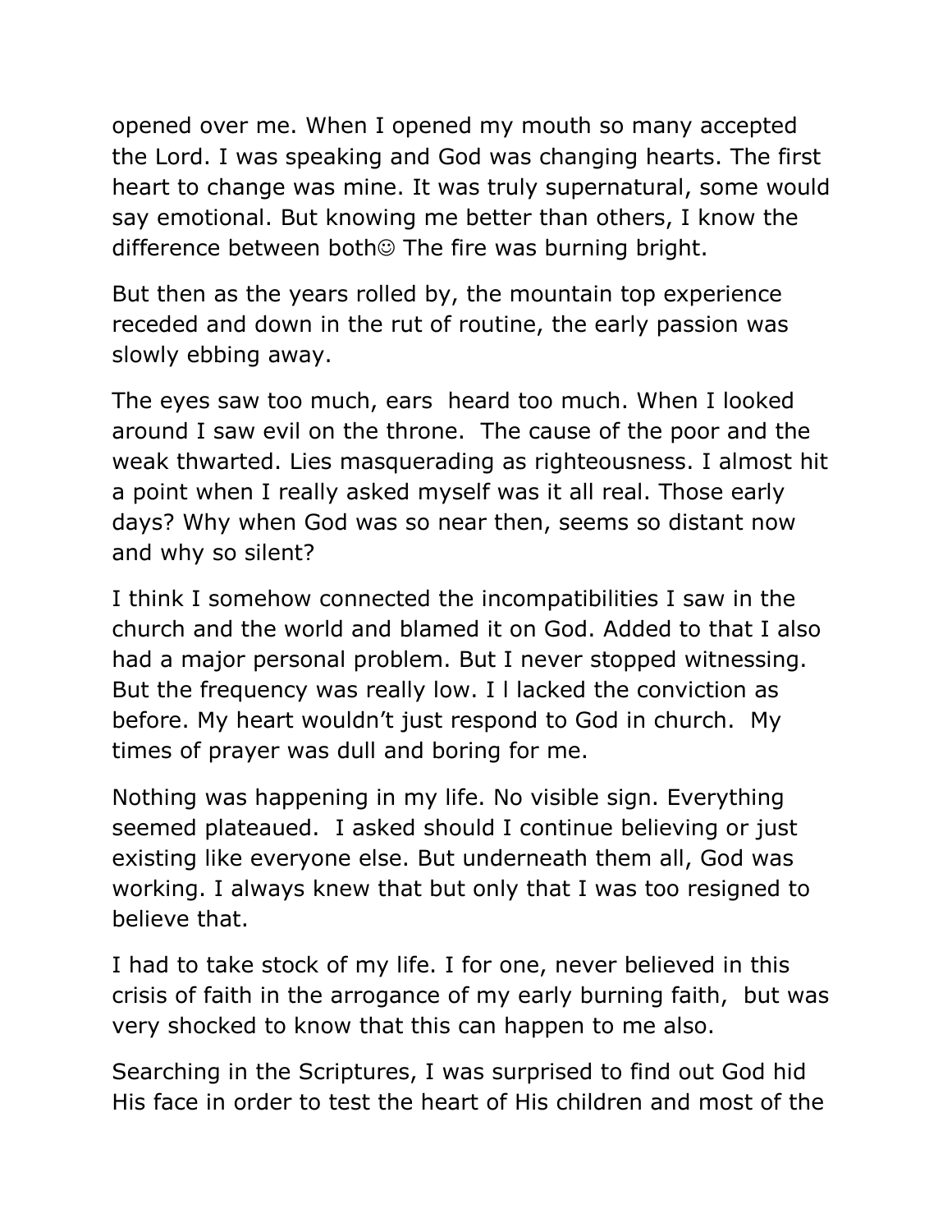opened over me. When I opened my mouth so many accepted the Lord. I was speaking and God was changing hearts. The first heart to change was mine. It was truly supernatural, some would say emotional. But knowing me better than others, I know the difference between both☺ The fire was burning bright.

But then as the years rolled by, the mountain top experience receded and down in the rut of routine, the early passion was slowly ebbing away.

The eyes saw too much, ears heard too much. When I looked around I saw evil on the throne. The cause of the poor and the weak thwarted. Lies masquerading as righteousness. I almost hit a point when I really asked myself was it all real. Those early days? Why when God was so near then, seems so distant now and why so silent?

I think I somehow connected the incompatibilities I saw in the church and the world and blamed it on God. Added to that I also had a major personal problem. But I never stopped witnessing. But the frequency was really low. I l lacked the conviction as before. My heart wouldn't just respond to God in church. My times of prayer was dull and boring for me.

Nothing was happening in my life. No visible sign. Everything seemed plateaued. I asked should I continue believing or just existing like everyone else. But underneath them all, God was working. I always knew that but only that I was too resigned to believe that.

I had to take stock of my life. I for one, never believed in this crisis of faith in the arrogance of my early burning faith, but was very shocked to know that this can happen to me also.

Searching in the Scriptures, I was surprised to find out God hid His face in order to test the heart of His children and most of the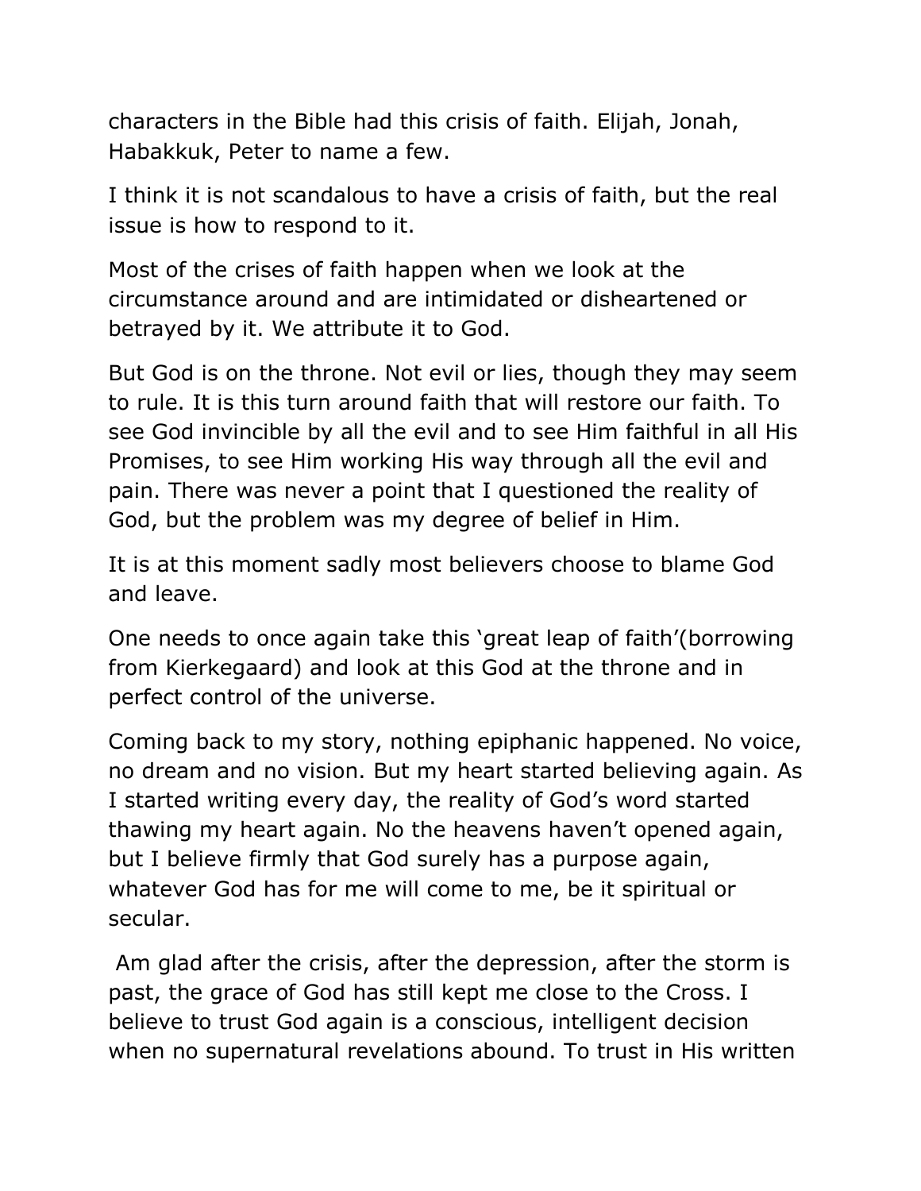characters in the Bible had this crisis of faith. Elijah, Jonah, Habakkuk, Peter to name a few.

I think it is not scandalous to have a crisis of faith, but the real issue is how to respond to it.

Most of the crises of faith happen when we look at the circumstance around and are intimidated or disheartened or betrayed by it. We attribute it to God.

But God is on the throne. Not evil or lies, though they may seem to rule. It is this turn around faith that will restore our faith. To see God invincible by all the evil and to see Him faithful in all His Promises, to see Him working His way through all the evil and pain. There was never a point that I questioned the reality of God, but the problem was my degree of belief in Him.

It is at this moment sadly most believers choose to blame God and leave.

One needs to once again take this 'great leap of faith'(borrowing from Kierkegaard) and look at this God at the throne and in perfect control of the universe.

Coming back to my story, nothing epiphanic happened. No voice, no dream and no vision. But my heart started believing again. As I started writing every day, the reality of God's word started thawing my heart again. No the heavens haven't opened again, but I believe firmly that God surely has a purpose again, whatever God has for me will come to me, be it spiritual or secular.

Am glad after the crisis, after the depression, after the storm is past, the grace of God has still kept me close to the Cross. I believe to trust God again is a conscious, intelligent decision when no supernatural revelations abound. To trust in His written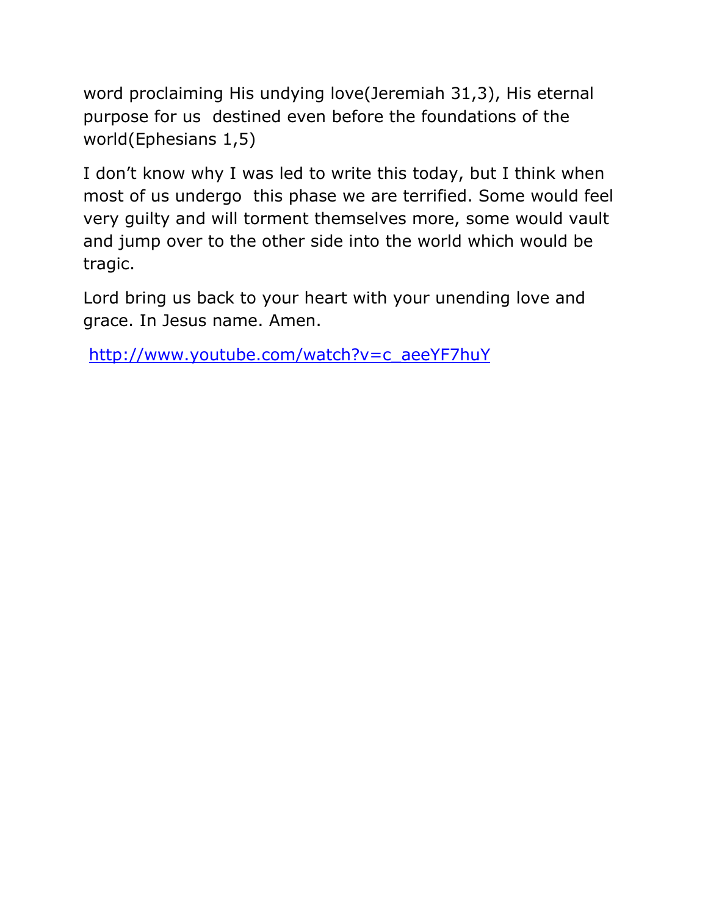word proclaiming His undying love(Jeremiah 31,3), His eternal purpose for us  destined even before the foundations of the world(Ephesians 1,5)

I don't know why I was led to write this today, but I think when most of us undergo  this phase we are terrified. Some would feel very guilty and will torment themselves more, some would vault and jump over to the other side into the world which would be tragic.

Lord bring us back to your heart with your unending love and grace. In Jesus name. Amen.

http://www.youtube.com/watch?v=c_aeeYF7huY